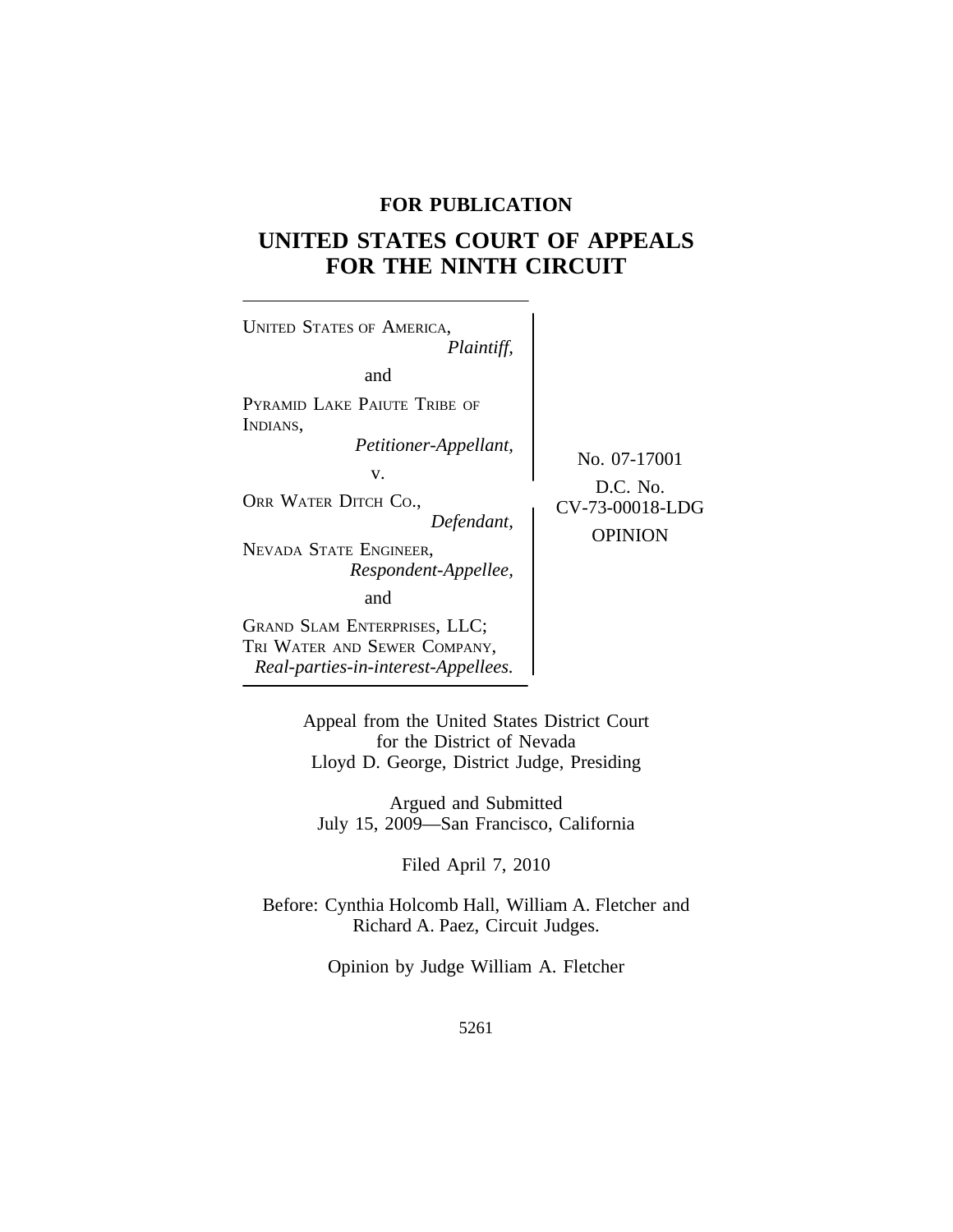**FOR PUBLICATION**

# UNITED STATES COURT OF APPEALS FOR THE NINTH CIRCUIT

UNITED STATES OF AMERICA,
*Plaintiff,*

and

PYRAMID LAKE PAIUTE TRIBE OF INDIANS,
*Petitioner-Appellant,*

v.

ORR WATER DITCH CO.,
*Defendant,*

NEVADA STATE ENGINEER,
*Respondent-Appellee,*

and

GRAND SLAM ENTERPRISES, LLC; TRI WATER AND SEWER COMPANY,
*Real-parties-in-interest-Appellees.*

No. 07-17001

D.C. No. CV-73-00018-LDG

OPINION

Appeal from the United States District Court for the District of Nevada
Lloyd D. George, District Judge, Presiding

Argued and Submitted
July 15, 2009—San Francisco, California

Filed April 7, 2010

Before: Cynthia Holcomb Hall, William A. Fletcher and Richard A. Paez, Circuit Judges.

Opinion by Judge William A. Fletcher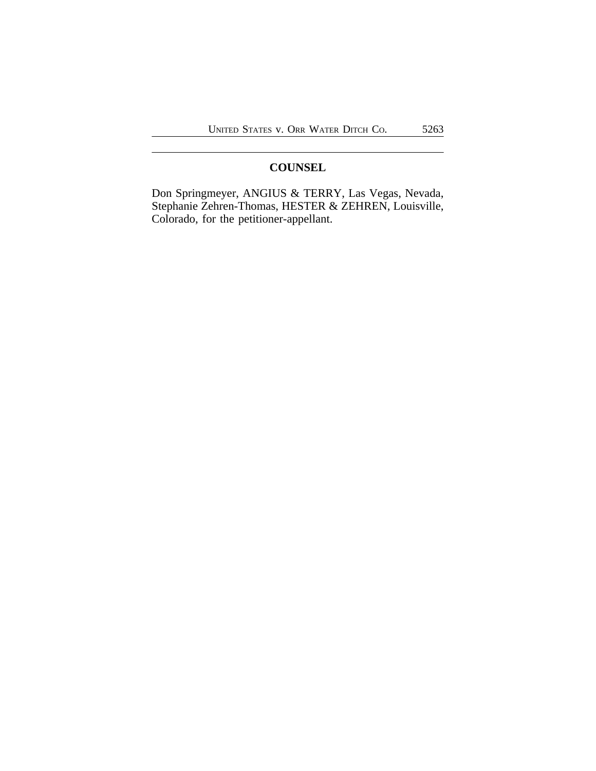## COUNSEL

Don Springmeyer, ANGIUS & TERRY, Las Vegas, Nevada, Stephanie Zehren-Thomas, HESTER & ZEHREN, Louisville, Colorado, for the petitioner-appellant.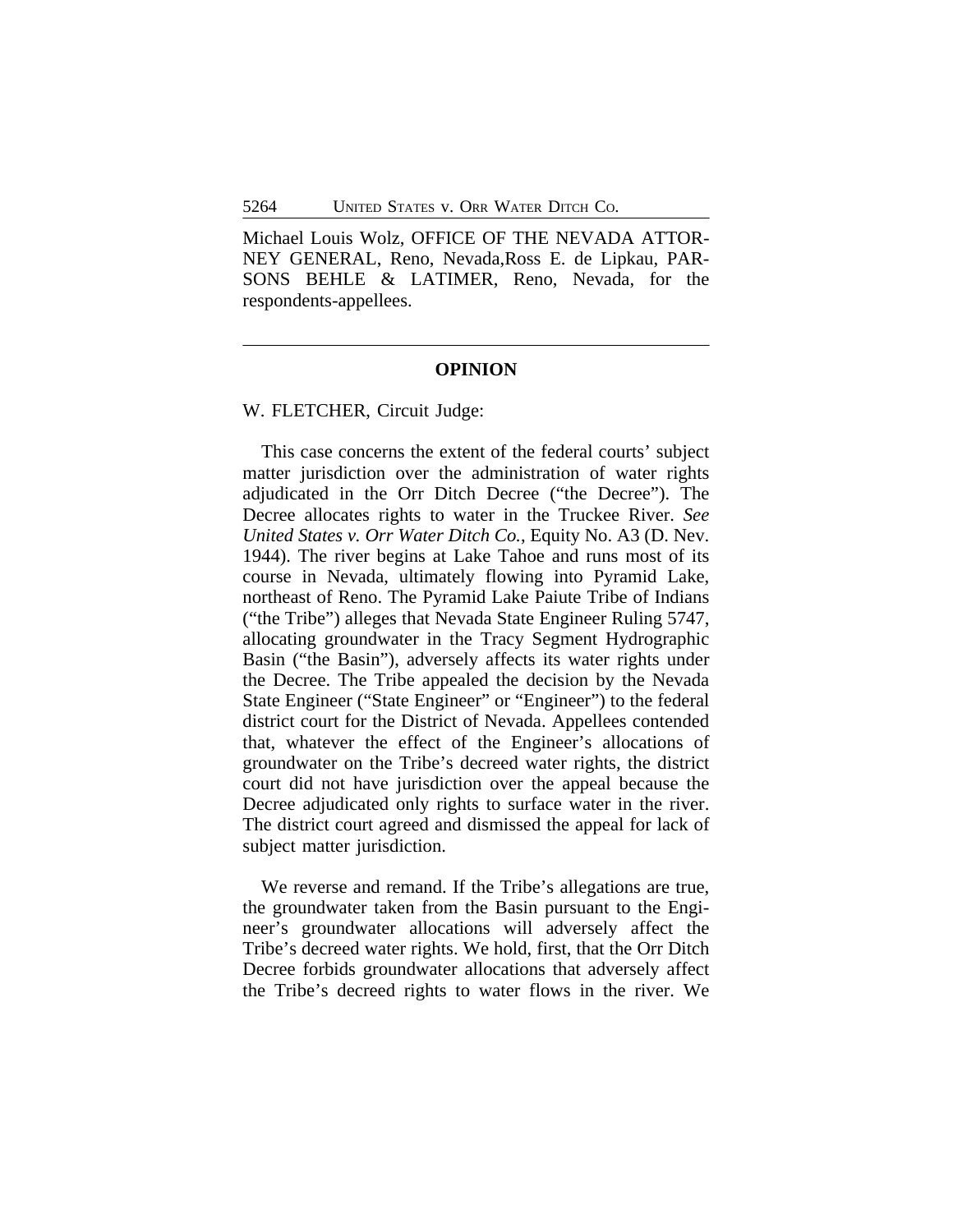Michael Louis Wolz, OFFICE OF THE NEVADA ATTORNEY GENERAL, Reno, Nevada,Ross E. de Lipkau, PARSONS BEHLE & LATIMER, Reno, Nevada, for the respondents-appellees.

---

## OPINION

W. FLETCHER, Circuit Judge:

This case concerns the extent of the federal courts' subject matter jurisdiction over the administration of water rights adjudicated in the Orr Ditch Decree ("the Decree"). The Decree allocates rights to water in the Truckee River. *See United States v. Orr Water Ditch Co.*, Equity No. A3 (D. Nev. 1944). The river begins at Lake Tahoe and runs most of its course in Nevada, ultimately flowing into Pyramid Lake, northeast of Reno. The Pyramid Lake Paiute Tribe of Indians ("the Tribe") alleges that Nevada State Engineer Ruling 5747, allocating groundwater in the Tracy Segment Hydrographic Basin ("the Basin"), adversely affects its water rights under the Decree. The Tribe appealed the decision by the Nevada State Engineer ("State Engineer" or "Engineer") to the federal district court for the District of Nevada. Appellees contended that, whatever the effect of the Engineer's allocations of groundwater on the Tribe's decreed water rights, the district court did not have jurisdiction over the appeal because the Decree adjudicated only rights to surface water in the river. The district court agreed and dismissed the appeal for lack of subject matter jurisdiction.

We reverse and remand. If the Tribe's allegations are true, the groundwater taken from the Basin pursuant to the Engineer's groundwater allocations will adversely affect the Tribe's decreed water rights. We hold, first, that the Orr Ditch Decree forbids groundwater allocations that adversely affect the Tribe's decreed rights to water flows in the river. We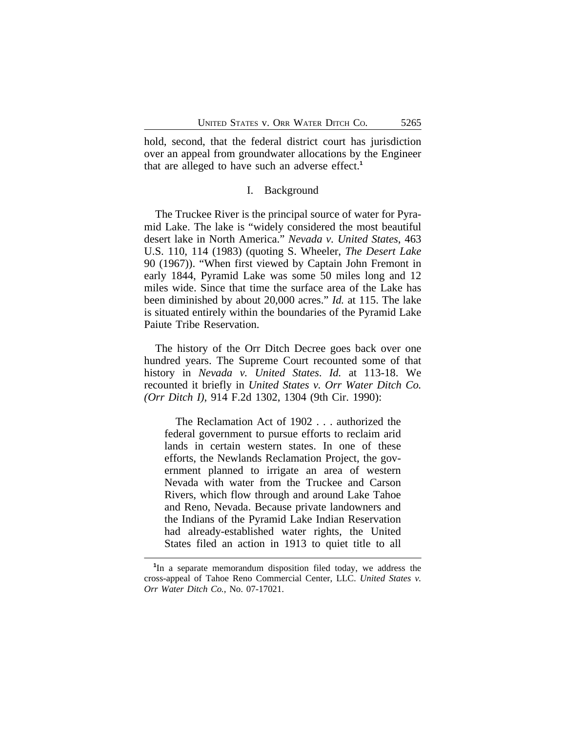hold, second, that the federal district court has jurisdiction over an appeal from groundwater allocations by the Engineer that are alleged to have such an adverse effect.[1]

## I. Background

The Truckee River is the principal source of water for Pyramid Lake. The lake is "widely considered the most beautiful desert lake in North America." *Nevada v. United States*, 463 U.S. 110, 114 (1983) (quoting S. Wheeler, *The Desert Lake* 90 (1967)). "When first viewed by Captain John Fremont in early 1844, Pyramid Lake was some 50 miles long and 12 miles wide. Since that time the surface area of the Lake has been diminished by about 20,000 acres." *Id.* at 115. The lake is situated entirely within the boundaries of the Pyramid Lake Paiute Tribe Reservation.

The history of the Orr Ditch Decree goes back over one hundred years. The Supreme Court recounted some of that history in *Nevada v. United States*. *Id.* at 113-18. We recounted it briefly in *United States v. Orr Water Ditch Co. (Orr Ditch I)*, 914 F.2d 1302, 1304 (9th Cir. 1990):

> The Reclamation Act of 1902 . . . authorized the federal government to pursue efforts to reclaim arid lands in certain western states. In one of these efforts, the Newlands Reclamation Project, the government planned to irrigate an area of western Nevada with water from the Truckee and Carson Rivers, which flow through and around Lake Tahoe and Reno, Nevada. Because private landowners and the Indians of the Pyramid Lake Indian Reservation had already-established water rights, the United States filed an action in 1913 to quiet title to all

[1]In a separate memorandum disposition filed today, we address the cross-appeal of Tahoe Reno Commercial Center, LLC. *United States v. Orr Water Ditch Co.*, No. 07-17021.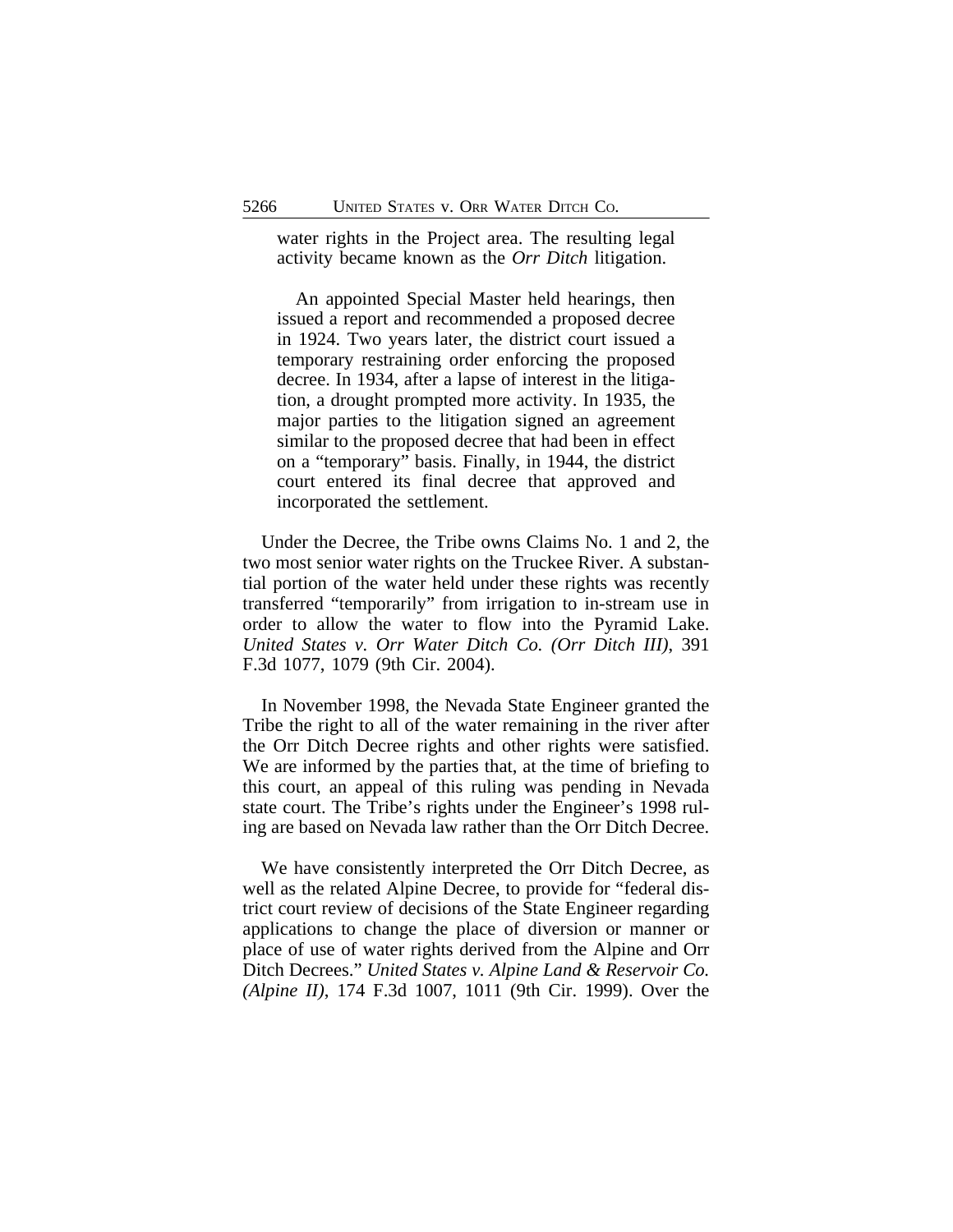> water rights in the Project area. The resulting legal activity became known as the *Orr Ditch* litigation.
>
> An appointed Special Master held hearings, then issued a report and recommended a proposed decree in 1924. Two years later, the district court issued a temporary restraining order enforcing the proposed decree. In 1934, after a lapse of interest in the litigation, a drought prompted more activity. In 1935, the major parties to the litigation signed an agreement similar to the proposed decree that had been in effect on a "temporary" basis. Finally, in 1944, the district court entered its final decree that approved and incorporated the settlement.

Under the Decree, the Tribe owns Claims No. 1 and 2, the two most senior water rights on the Truckee River. A substantial portion of the water held under these rights was recently transferred "temporarily" from irrigation to in-stream use in order to allow the water to flow into the Pyramid Lake. *United States v. Orr Water Ditch Co. (Orr Ditch III)*, 391 F.3d 1077, 1079 (9th Cir. 2004).

In November 1998, the Nevada State Engineer granted the Tribe the right to all of the water remaining in the river after the Orr Ditch Decree rights and other rights were satisfied. We are informed by the parties that, at the time of briefing to this court, an appeal of this ruling was pending in Nevada state court. The Tribe's rights under the Engineer's 1998 ruling are based on Nevada law rather than the Orr Ditch Decree.

We have consistently interpreted the Orr Ditch Decree, as well as the related Alpine Decree, to provide for "federal district court review of decisions of the State Engineer regarding applications to change the place of diversion or manner or place of use of water rights derived from the Alpine and Orr Ditch Decrees." *United States v. Alpine Land & Reservoir Co. (Alpine II)*, 174 F.3d 1007, 1011 (9th Cir. 1999). Over the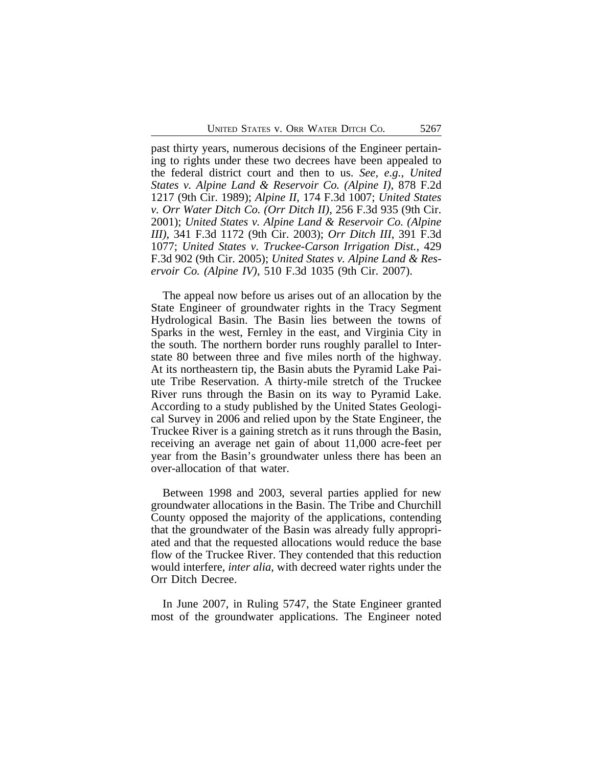past thirty years, numerous decisions of the Engineer pertaining to rights under these two decrees have been appealed to the federal district court and then to us. *See, e.g.*, *United States v. Alpine Land & Reservoir Co. (Alpine I)*, 878 F.2d 1217 (9th Cir. 1989); *Alpine II*, 174 F.3d 1007; *United States v. Orr Water Ditch Co. (Orr Ditch II)*, 256 F.3d 935 (9th Cir. 2001); *United States v. Alpine Land & Reservoir Co. (Alpine III)*, 341 F.3d 1172 (9th Cir. 2003); *Orr Ditch III*, 391 F.3d 1077; *United States v. Truckee-Carson Irrigation Dist.*, 429 F.3d 902 (9th Cir. 2005); *United States v. Alpine Land & Reservoir Co. (Alpine IV)*, 510 F.3d 1035 (9th Cir. 2007).

The appeal now before us arises out of an allocation by the State Engineer of groundwater rights in the Tracy Segment Hydrological Basin. The Basin lies between the towns of Sparks in the west, Fernley in the east, and Virginia City in the south. The northern border runs roughly parallel to Interstate 80 between three and five miles north of the highway. At its northeastern tip, the Basin abuts the Pyramid Lake Paiute Tribe Reservation. A thirty-mile stretch of the Truckee River runs through the Basin on its way to Pyramid Lake. According to a study published by the United States Geological Survey in 2006 and relied upon by the State Engineer, the Truckee River is a gaining stretch as it runs through the Basin, receiving an average net gain of about 11,000 acre-feet per year from the Basin's groundwater unless there has been an over-allocation of that water.

Between 1998 and 2003, several parties applied for new groundwater allocations in the Basin. The Tribe and Churchill County opposed the majority of the applications, contending that the groundwater of the Basin was already fully appropriated and that the requested allocations would reduce the base flow of the Truckee River. They contended that this reduction would interfere, *inter alia*, with decreed water rights under the Orr Ditch Decree.

In June 2007, in Ruling 5747, the State Engineer granted most of the groundwater applications. The Engineer noted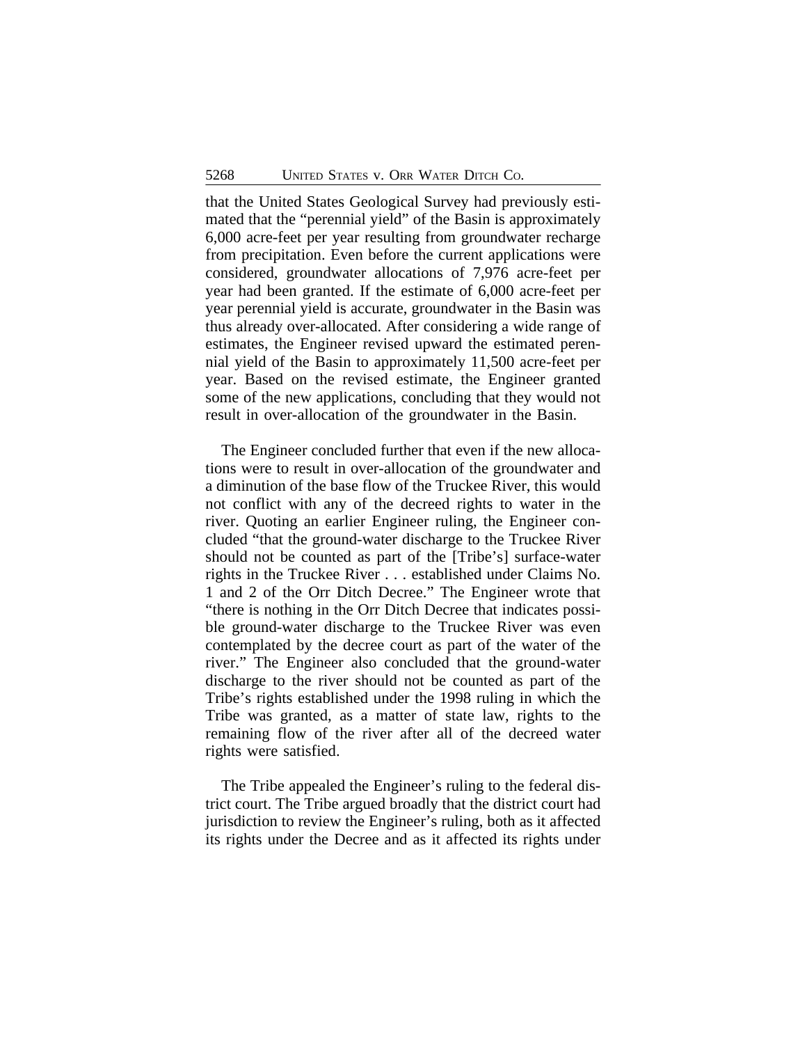that the United States Geological Survey had previously estimated that the "perennial yield" of the Basin is approximately 6,000 acre-feet per year resulting from groundwater recharge from precipitation. Even before the current applications were considered, groundwater allocations of 7,976 acre-feet per year had been granted. If the estimate of 6,000 acre-feet per year perennial yield is accurate, groundwater in the Basin was thus already over-allocated. After considering a wide range of estimates, the Engineer revised upward the estimated perennial yield of the Basin to approximately 11,500 acre-feet per year. Based on the revised estimate, the Engineer granted some of the new applications, concluding that they would not result in over-allocation of the groundwater in the Basin.

The Engineer concluded further that even if the new allocations were to result in over-allocation of the groundwater and a diminution of the base flow of the Truckee River, this would not conflict with any of the decreed rights to water in the river. Quoting an earlier Engineer ruling, the Engineer concluded "that the ground-water discharge to the Truckee River should not be counted as part of the [Tribe's] surface-water rights in the Truckee River . . . established under Claims No. 1 and 2 of the Orr Ditch Decree." The Engineer wrote that "there is nothing in the Orr Ditch Decree that indicates possible ground-water discharge to the Truckee River was even contemplated by the decree court as part of the water of the river." The Engineer also concluded that the ground-water discharge to the river should not be counted as part of the Tribe's rights established under the 1998 ruling in which the Tribe was granted, as a matter of state law, rights to the remaining flow of the river after all of the decreed water rights were satisfied.

The Tribe appealed the Engineer's ruling to the federal district court. The Tribe argued broadly that the district court had jurisdiction to review the Engineer's ruling, both as it affected its rights under the Decree and as it affected its rights under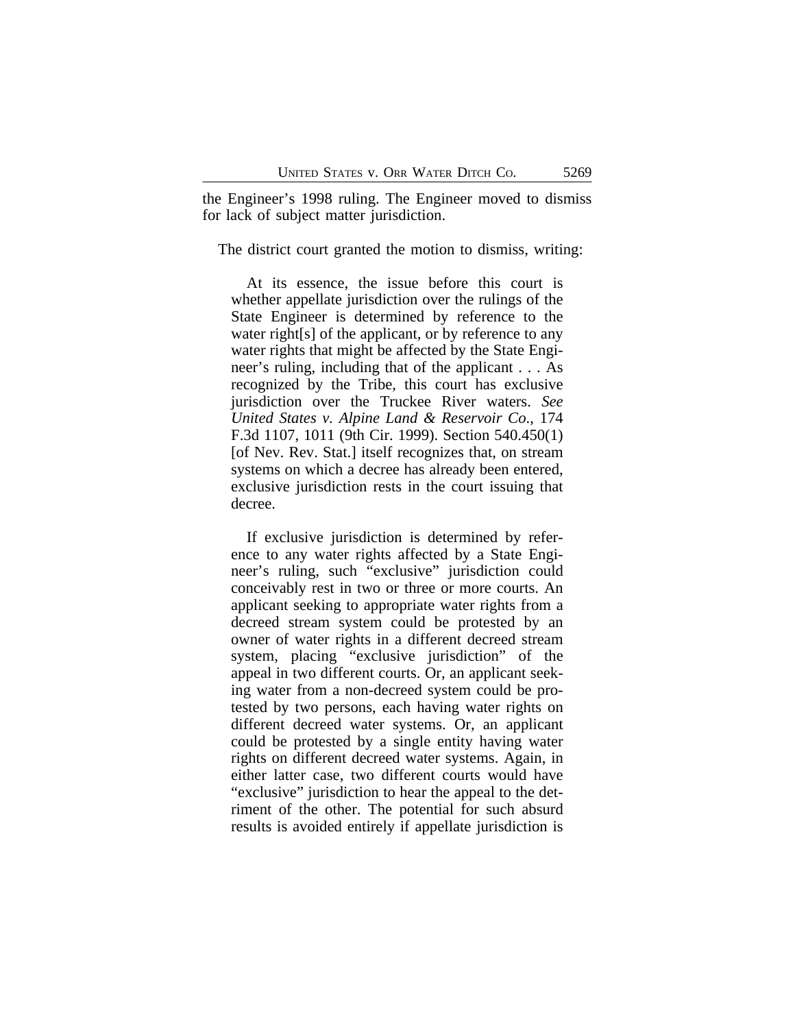the Engineer's 1998 ruling. The Engineer moved to dismiss for lack of subject matter jurisdiction.

The district court granted the motion to dismiss, writing:

> At its essence, the issue before this court is whether appellate jurisdiction over the rulings of the State Engineer is determined by reference to the water right[s] of the applicant, or by reference to any water rights that might be affected by the State Engineer's ruling, including that of the applicant . . . As recognized by the Tribe, this court has exclusive jurisdiction over the Truckee River waters. *See United States v. Alpine Land & Reservoir Co.*, 174 F.3d 1107, 1011 (9th Cir. 1999). Section 540.450(1) [of Nev. Rev. Stat.] itself recognizes that, on stream systems on which a decree has already been entered, exclusive jurisdiction rests in the court issuing that decree.
>
> If exclusive jurisdiction is determined by reference to any water rights affected by a State Engineer's ruling, such "exclusive" jurisdiction could conceivably rest in two or three or more courts. An applicant seeking to appropriate water rights from a decreed stream system could be protested by an owner of water rights in a different decreed stream system, placing "exclusive jurisdiction" of the appeal in two different courts. Or, an applicant seeking water from a non-decreed system could be protested by two persons, each having water rights on different decreed water systems. Or, an applicant could be protested by a single entity having water rights on different decreed water systems. Again, in either latter case, two different courts would have "exclusive" jurisdiction to hear the appeal to the detriment of the other. The potential for such absurd results is avoided entirely if appellate jurisdiction is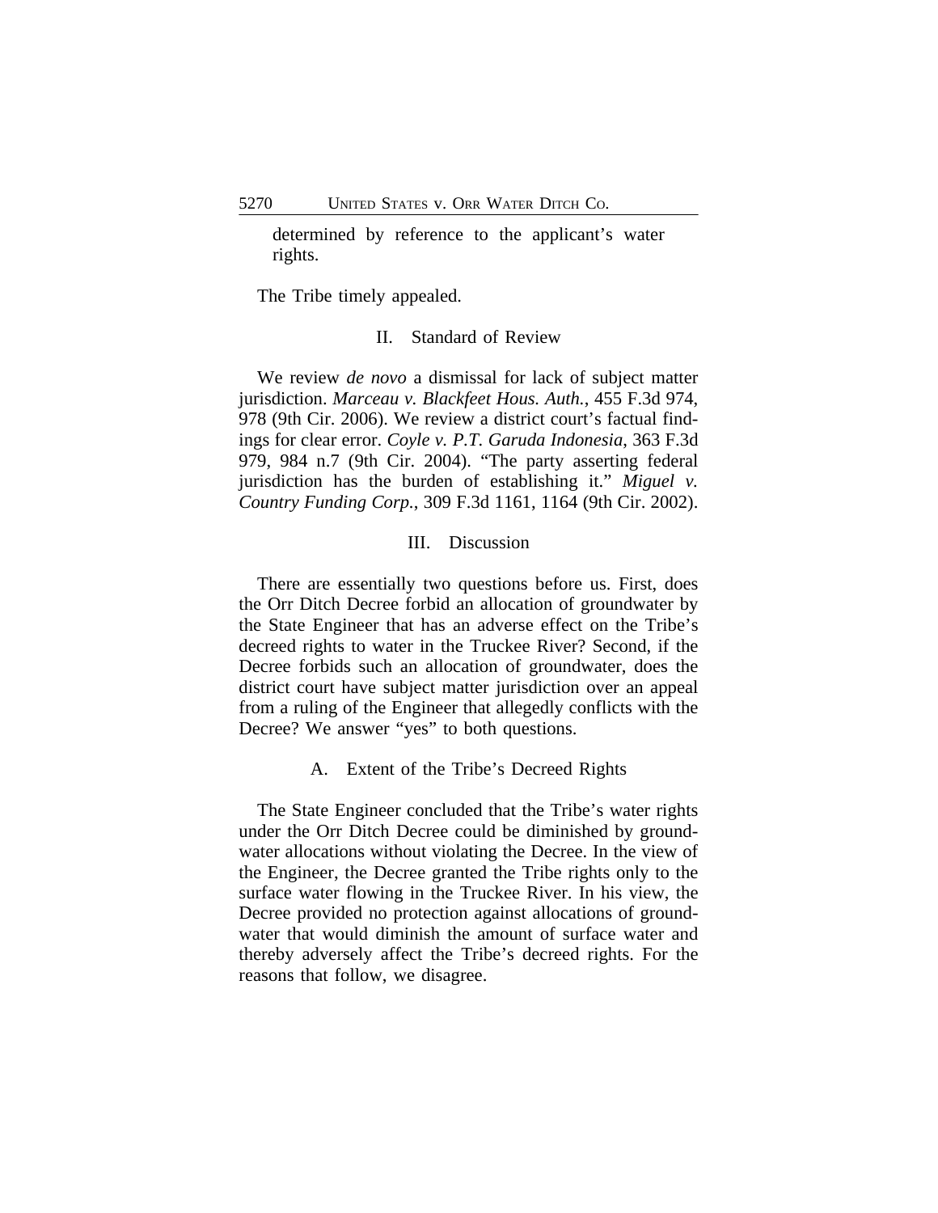determined by reference to the applicant's water rights.

The Tribe timely appealed.

## II. Standard of Review

We review *de novo* a dismissal for lack of subject matter jurisdiction. *Marceau v. Blackfeet Hous. Auth.*, 455 F.3d 974, 978 (9th Cir. 2006). We review a district court's factual findings for clear error. *Coyle v. P.T. Garuda Indonesia*, 363 F.3d 979, 984 n.7 (9th Cir. 2004). "The party asserting federal jurisdiction has the burden of establishing it." *Miguel v. Country Funding Corp.*, 309 F.3d 1161, 1164 (9th Cir. 2002).

## III. Discussion

There are essentially two questions before us. First, does the Orr Ditch Decree forbid an allocation of groundwater by the State Engineer that has an adverse effect on the Tribe's decreed rights to water in the Truckee River? Second, if the Decree forbids such an allocation of groundwater, does the district court have subject matter jurisdiction over an appeal from a ruling of the Engineer that allegedly conflicts with the Decree? We answer "yes" to both questions.

### A. Extent of the Tribe's Decreed Rights

The State Engineer concluded that the Tribe's water rights under the Orr Ditch Decree could be diminished by groundwater allocations without violating the Decree. In the view of the Engineer, the Decree granted the Tribe rights only to the surface water flowing in the Truckee River. In his view, the Decree provided no protection against allocations of groundwater that would diminish the amount of surface water and thereby adversely affect the Tribe's decreed rights. For the reasons that follow, we disagree.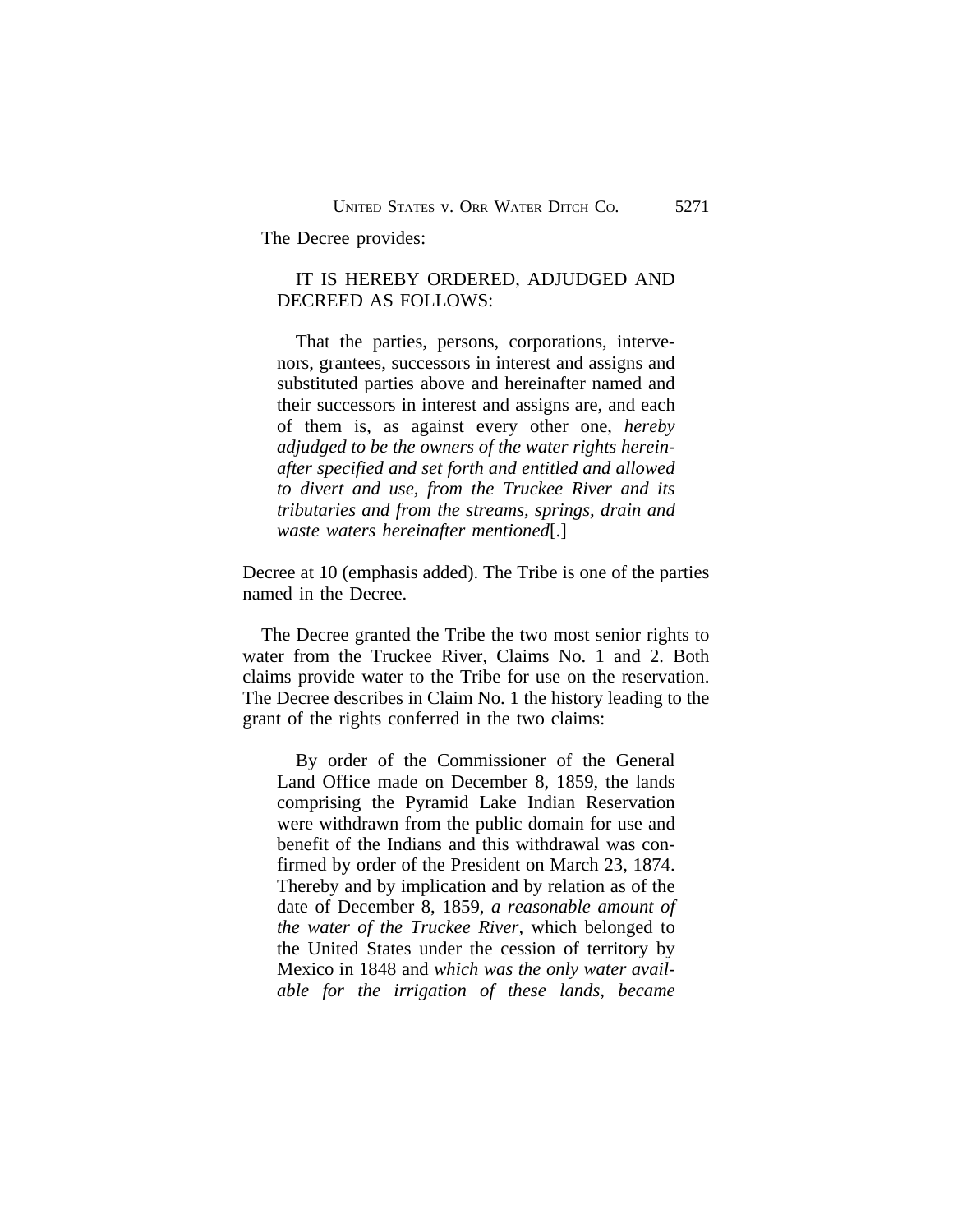The Decree provides:

> IT IS HEREBY ORDERED, ADJUDGED AND DECREED AS FOLLOWS:
>
> That the parties, persons, corporations, intervenors, grantees, successors in interest and assigns and substituted parties above and hereinafter named and their successors in interest and assigns are, and each of them is, as against every other one, *hereby adjudged to be the owners of the water rights hereinafter specified and set forth and entitled and allowed to divert and use, from the Truckee River and its tributaries and from the streams, springs, drain and waste waters hereinafter mentioned*[.]

Decree at 10 (emphasis added). The Tribe is one of the parties named in the Decree.

The Decree granted the Tribe the two most senior rights to water from the Truckee River, Claims No. 1 and 2. Both claims provide water to the Tribe for use on the reservation. The Decree describes in Claim No. 1 the history leading to the grant of the rights conferred in the two claims:

> By order of the Commissioner of the General Land Office made on December 8, 1859, the lands comprising the Pyramid Lake Indian Reservation were withdrawn from the public domain for use and benefit of the Indians and this withdrawal was confirmed by order of the President on March 23, 1874. Thereby and by implication and by relation as of the date of December 8, 1859, *a reasonable amount of the water of the Truckee River*, which belonged to the United States under the cession of territory by Mexico in 1848 and *which was the only water available for the irrigation of these lands, became*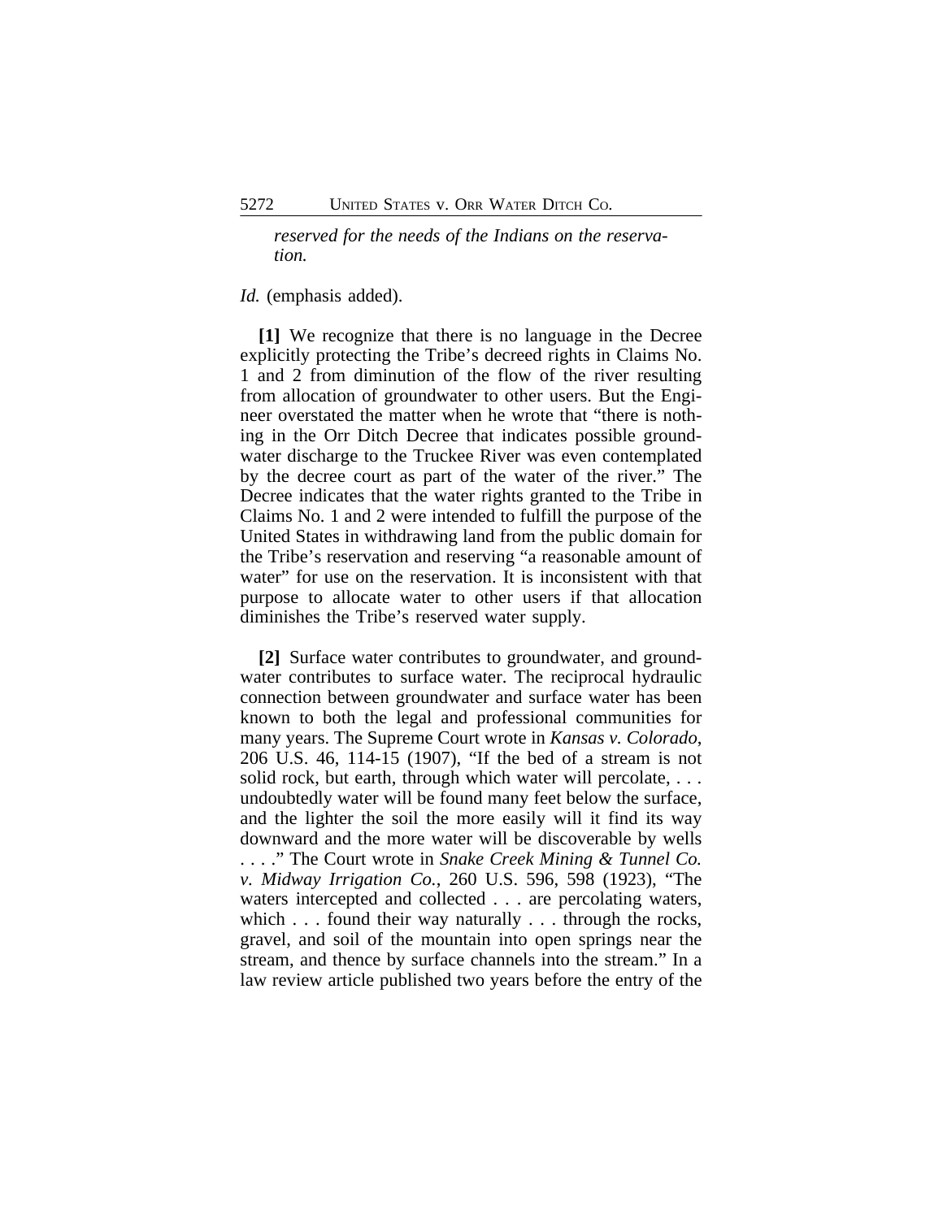*reserved for the needs of the Indians on the reservation.*

*Id.* (emphasis added).

**[1]** We recognize that there is no language in the Decree explicitly protecting the Tribe's decreed rights in Claims No. 1 and 2 from diminution of the flow of the river resulting from allocation of groundwater to other users. But the Engineer overstated the matter when he wrote that "there is nothing in the Orr Ditch Decree that indicates possible groundwater discharge to the Truckee River was even contemplated by the decree court as part of the water of the river." The Decree indicates that the water rights granted to the Tribe in Claims No. 1 and 2 were intended to fulfill the purpose of the United States in withdrawing land from the public domain for the Tribe's reservation and reserving "a reasonable amount of water" for use on the reservation. It is inconsistent with that purpose to allocate water to other users if that allocation diminishes the Tribe's reserved water supply.

**[2]** Surface water contributes to groundwater, and groundwater contributes to surface water. The reciprocal hydraulic connection between groundwater and surface water has been known to both the legal and professional communities for many years. The Supreme Court wrote in *Kansas v. Colorado*, 206 U.S. 46, 114-15 (1907), "If the bed of a stream is not solid rock, but earth, through which water will percolate, . . . undoubtedly water will be found many feet below the surface, and the lighter the soil the more easily will it find its way downward and the more water will be discoverable by wells . . . ." The Court wrote in *Snake Creek Mining & Tunnel Co. v. Midway Irrigation Co.*, 260 U.S. 596, 598 (1923), "The waters intercepted and collected . . . are percolating waters, which . . . found their way naturally . . . through the rocks, gravel, and soil of the mountain into open springs near the stream, and thence by surface channels into the stream." In a law review article published two years before the entry of the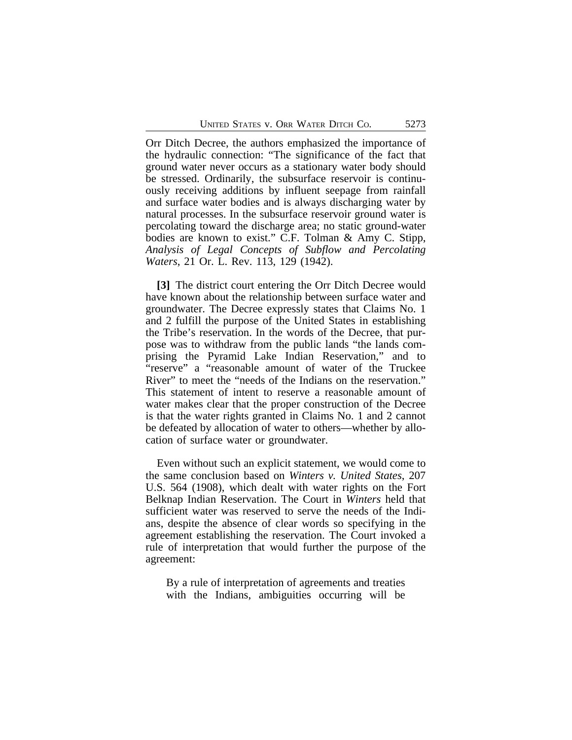Orr Ditch Decree, the authors emphasized the importance of the hydraulic connection: "The significance of the fact that ground water never occurs as a stationary water body should be stressed. Ordinarily, the subsurface reservoir is continuously receiving additions by influent seepage from rainfall and surface water bodies and is always discharging water by natural processes. In the subsurface reservoir ground water is percolating toward the discharge area; no static ground-water bodies are known to exist." C.F. Tolman & Amy C. Stipp, *Analysis of Legal Concepts of Subflow and Percolating Waters*, 21 Or. L. Rev. 113, 129 (1942).

**[3]** The district court entering the Orr Ditch Decree would have known about the relationship between surface water and groundwater. The Decree expressly states that Claims No. 1 and 2 fulfill the purpose of the United States in establishing the Tribe's reservation. In the words of the Decree, that purpose was to withdraw from the public lands "the lands comprising the Pyramid Lake Indian Reservation," and to "reserve" a "reasonable amount of water of the Truckee River" to meet the "needs of the Indians on the reservation." This statement of intent to reserve a reasonable amount of water makes clear that the proper construction of the Decree is that the water rights granted in Claims No. 1 and 2 cannot be defeated by allocation of water to others—whether by allocation of surface water or groundwater.

Even without such an explicit statement, we would come to the same conclusion based on *Winters v. United States*, 207 U.S. 564 (1908), which dealt with water rights on the Fort Belknap Indian Reservation. The Court in *Winters* held that sufficient water was reserved to serve the needs of the Indians, despite the absence of clear words so specifying in the agreement establishing the reservation. The Court invoked a rule of interpretation that would further the purpose of the agreement:

> By a rule of interpretation of agreements and treaties with the Indians, ambiguities occurring will be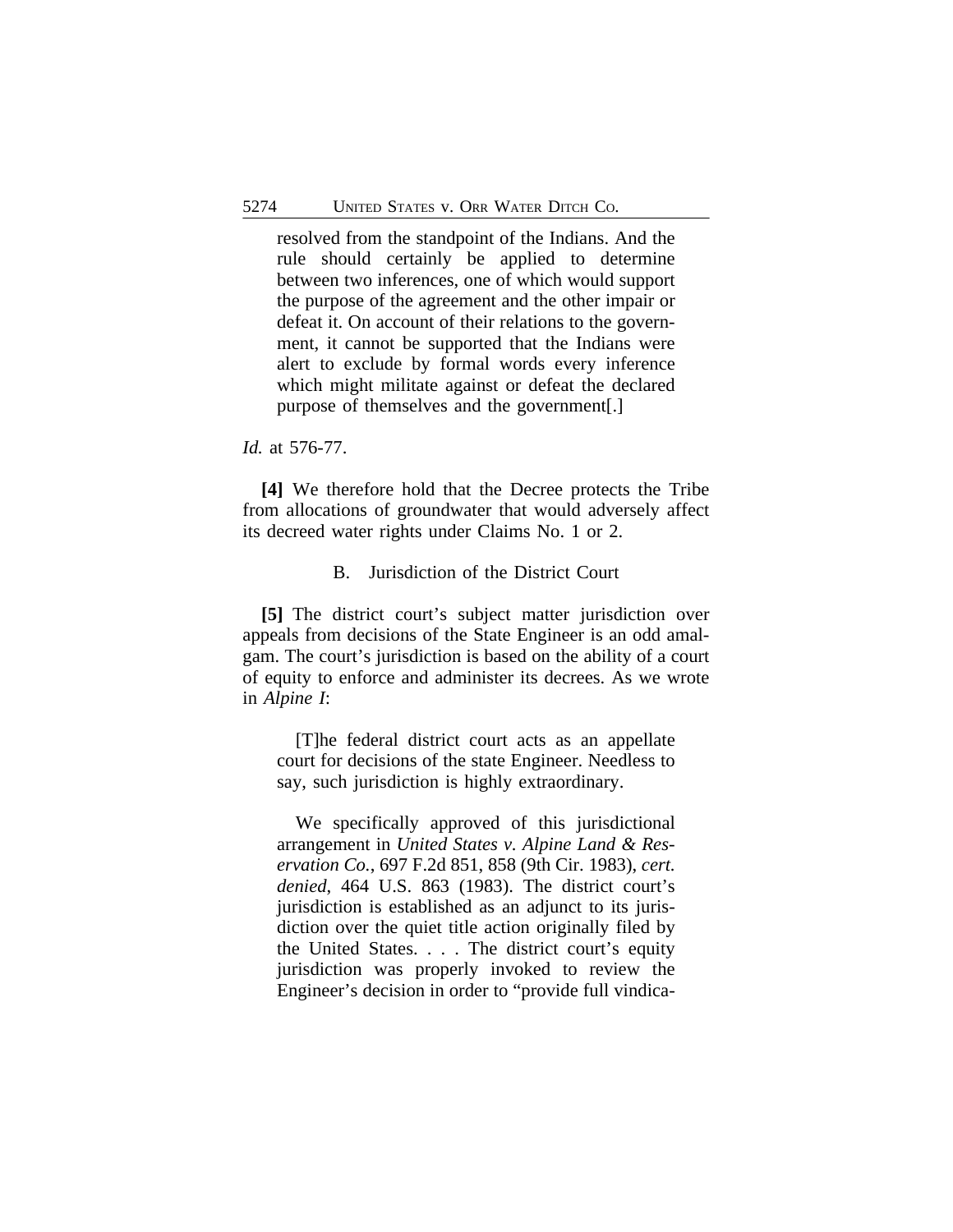> resolved from the standpoint of the Indians. And the rule should certainly be applied to determine between two inferences, one of which would support the purpose of the agreement and the other impair or defeat it. On account of their relations to the government, it cannot be supported that the Indians were alert to exclude by formal words every inference which might militate against or defeat the declared purpose of themselves and the government[.]

*Id.* at 576-77.

**[4]** We therefore hold that the Decree protects the Tribe from allocations of groundwater that would adversely affect its decreed water rights under Claims No. 1 or 2.

### B. Jurisdiction of the District Court

**[5]** The district court's subject matter jurisdiction over appeals from decisions of the State Engineer is an odd amalgam. The court's jurisdiction is based on the ability of a court of equity to enforce and administer its decrees. As we wrote in *Alpine I*:

> [T]he federal district court acts as an appellate court for decisions of the state Engineer. Needless to say, such jurisdiction is highly extraordinary.
>
> We specifically approved of this jurisdictional arrangement in *United States v. Alpine Land & Reservation Co.*, 697 F.2d 851, 858 (9th Cir. 1983), *cert. denied*, 464 U.S. 863 (1983). The district court's jurisdiction is established as an adjunct to its jurisdiction over the quiet title action originally filed by the United States. . . . The district court's equity jurisdiction was properly invoked to review the Engineer's decision in order to "provide full vindica-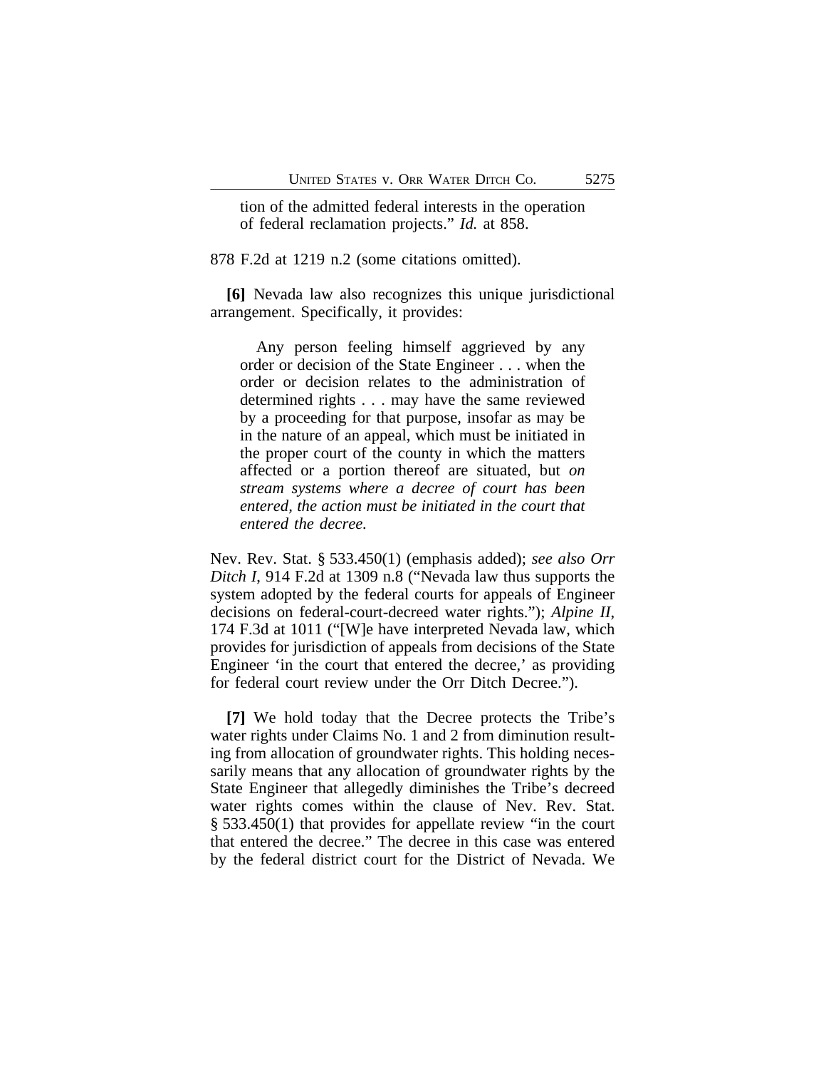> tion of the admitted federal interests in the operation of federal reclamation projects." *Id.* at 858.

878 F.2d at 1219 n.2 (some citations omitted).

**[6]** Nevada law also recognizes this unique jurisdictional arrangement. Specifically, it provides:

> Any person feeling himself aggrieved by any order or decision of the State Engineer . . . when the order or decision relates to the administration of determined rights . . . may have the same reviewed by a proceeding for that purpose, insofar as may be in the nature of an appeal, which must be initiated in the proper court of the county in which the matters affected or a portion thereof are situated, but *on stream systems where a decree of court has been entered, the action must be initiated in the court that entered the decree.*

Nev. Rev. Stat. § 533.450(1) (emphasis added); *see also Orr Ditch I*, 914 F.2d at 1309 n.8 ("Nevada law thus supports the system adopted by the federal courts for appeals of Engineer decisions on federal-court-decreed water rights."); *Alpine II*, 174 F.3d at 1011 ("[W]e have interpreted Nevada law, which provides for jurisdiction of appeals from decisions of the State Engineer 'in the court that entered the decree,' as providing for federal court review under the Orr Ditch Decree.").

**[7]** We hold today that the Decree protects the Tribe's water rights under Claims No. 1 and 2 from diminution resulting from allocation of groundwater rights. This holding necessarily means that any allocation of groundwater rights by the State Engineer that allegedly diminishes the Tribe's decreed water rights comes within the clause of Nev. Rev. Stat. § 533.450(1) that provides for appellate review "in the court that entered the decree." The decree in this case was entered by the federal district court for the District of Nevada. We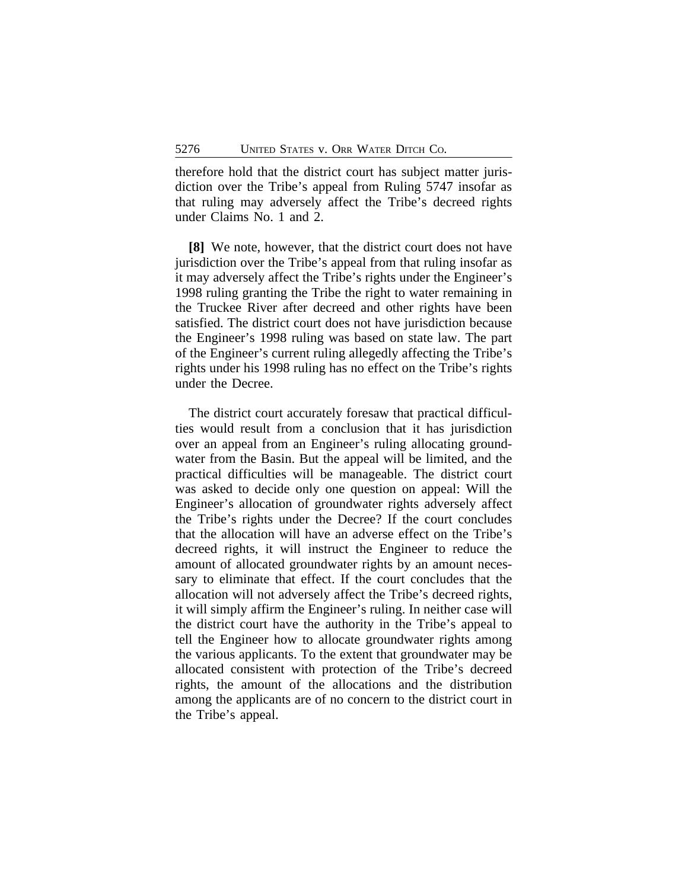therefore hold that the district court has subject matter jurisdiction over the Tribe's appeal from Ruling 5747 insofar as that ruling may adversely affect the Tribe's decreed rights under Claims No. 1 and 2.

**[8]** We note, however, that the district court does not have jurisdiction over the Tribe's appeal from that ruling insofar as it may adversely affect the Tribe's rights under the Engineer's 1998 ruling granting the Tribe the right to water remaining in the Truckee River after decreed and other rights have been satisfied. The district court does not have jurisdiction because the Engineer's 1998 ruling was based on state law. The part of the Engineer's current ruling allegedly affecting the Tribe's rights under his 1998 ruling has no effect on the Tribe's rights under the Decree.

The district court accurately foresaw that practical difficulties would result from a conclusion that it has jurisdiction over an appeal from an Engineer's ruling allocating groundwater from the Basin. But the appeal will be limited, and the practical difficulties will be manageable. The district court was asked to decide only one question on appeal: Will the Engineer's allocation of groundwater rights adversely affect the Tribe's rights under the Decree? If the court concludes that the allocation will have an adverse effect on the Tribe's decreed rights, it will instruct the Engineer to reduce the amount of allocated groundwater rights by an amount necessary to eliminate that effect. If the court concludes that the allocation will not adversely affect the Tribe's decreed rights, it will simply affirm the Engineer's ruling. In neither case will the district court have the authority in the Tribe's appeal to tell the Engineer how to allocate groundwater rights among the various applicants. To the extent that groundwater may be allocated consistent with protection of the Tribe's decreed rights, the amount of the allocations and the distribution among the applicants are of no concern to the district court in the Tribe's appeal.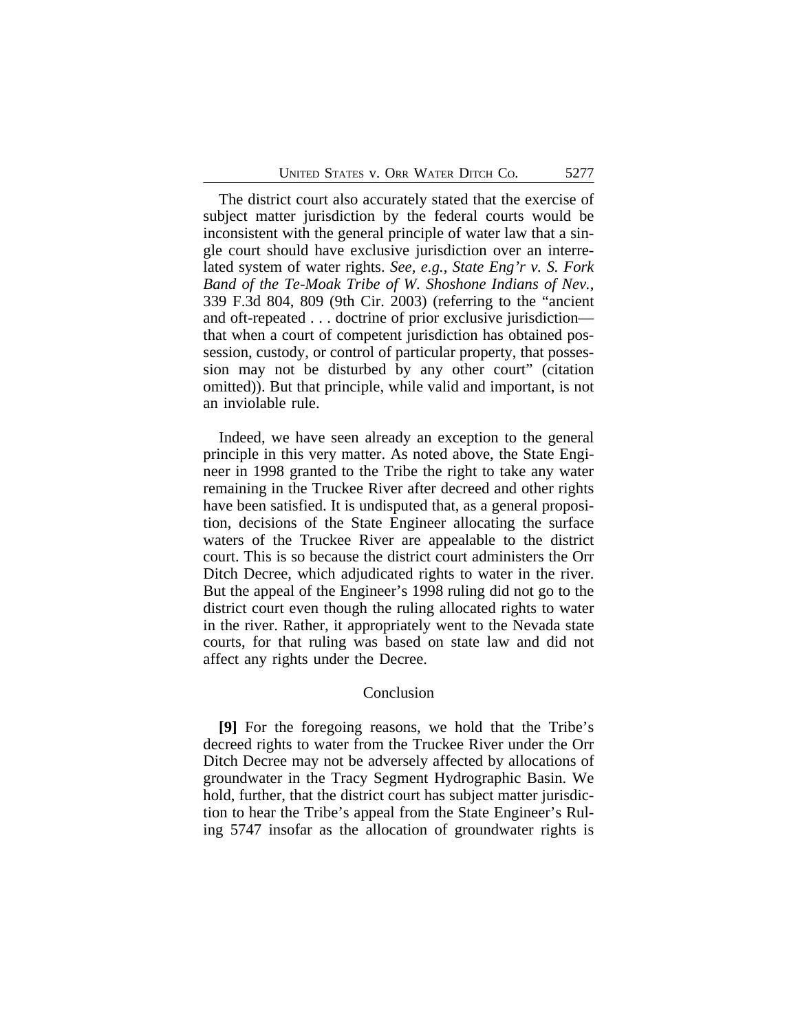The district court also accurately stated that the exercise of subject matter jurisdiction by the federal courts would be inconsistent with the general principle of water law that a single court should have exclusive jurisdiction over an interrelated system of water rights. *See, e.g.*, *State Eng'r v. S. Fork Band of the Te-Moak Tribe of W. Shoshone Indians of Nev.*, 339 F.3d 804, 809 (9th Cir. 2003) (referring to the "ancient and oft-repeated . . . doctrine of prior exclusive jurisdiction— that when a court of competent jurisdiction has obtained possession, custody, or control of particular property, that possession may not be disturbed by any other court" (citation omitted)). But that principle, while valid and important, is not an inviolable rule.

Indeed, we have seen already an exception to the general principle in this very matter. As noted above, the State Engineer in 1998 granted to the Tribe the right to take any water remaining in the Truckee River after decreed and other rights have been satisfied. It is undisputed that, as a general proposition, decisions of the State Engineer allocating the surface waters of the Truckee River are appealable to the district court. This is so because the district court administers the Orr Ditch Decree, which adjudicated rights to water in the river. But the appeal of the Engineer's 1998 ruling did not go to the district court even though the ruling allocated rights to water in the river. Rather, it appropriately went to the Nevada state courts, for that ruling was based on state law and did not affect any rights under the Decree.

## Conclusion

**[9]** For the foregoing reasons, we hold that the Tribe's decreed rights to water from the Truckee River under the Orr Ditch Decree may not be adversely affected by allocations of groundwater in the Tracy Segment Hydrographic Basin. We hold, further, that the district court has subject matter jurisdiction to hear the Tribe's appeal from the State Engineer's Ruling 5747 insofar as the allocation of groundwater rights is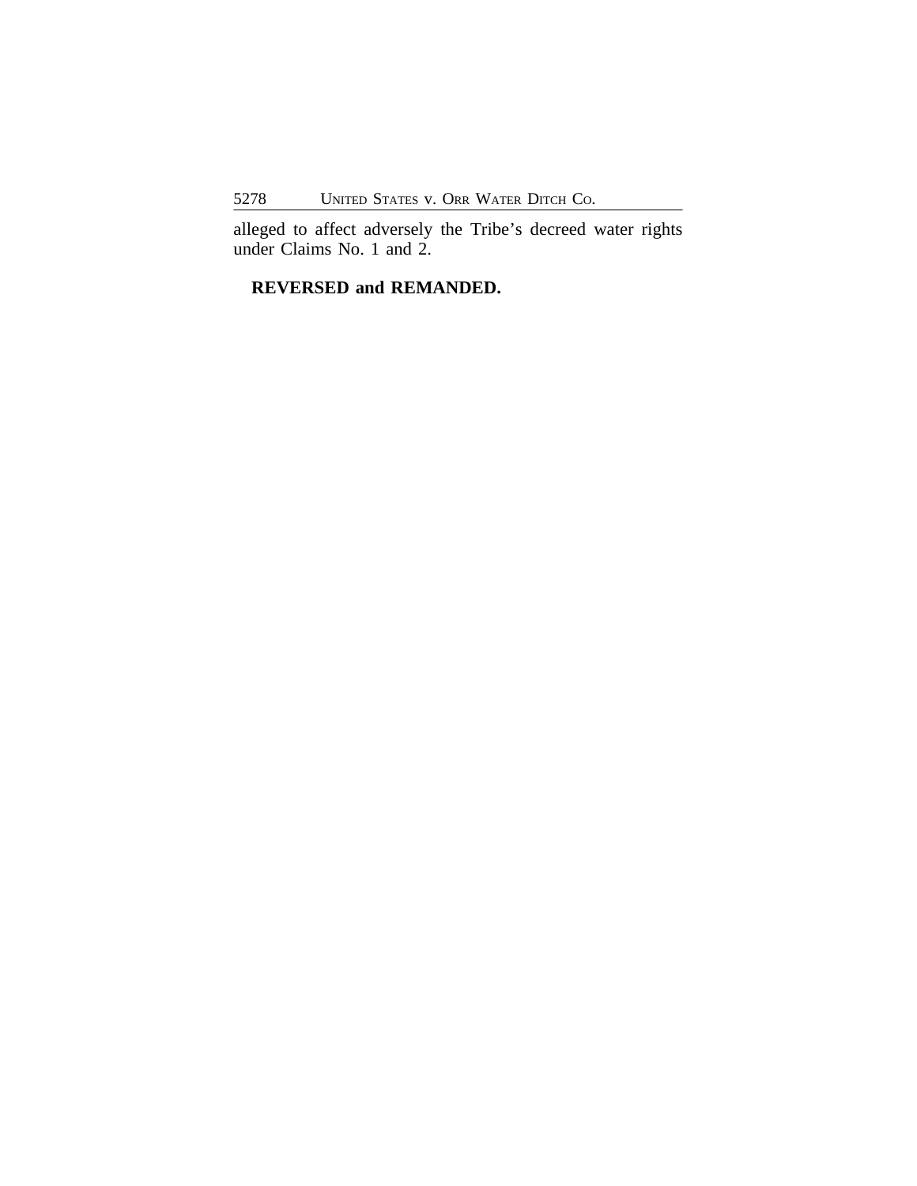alleged to affect adversely the Tribe's decreed water rights under Claims No. 1 and 2.

**REVERSED and REMANDED.**